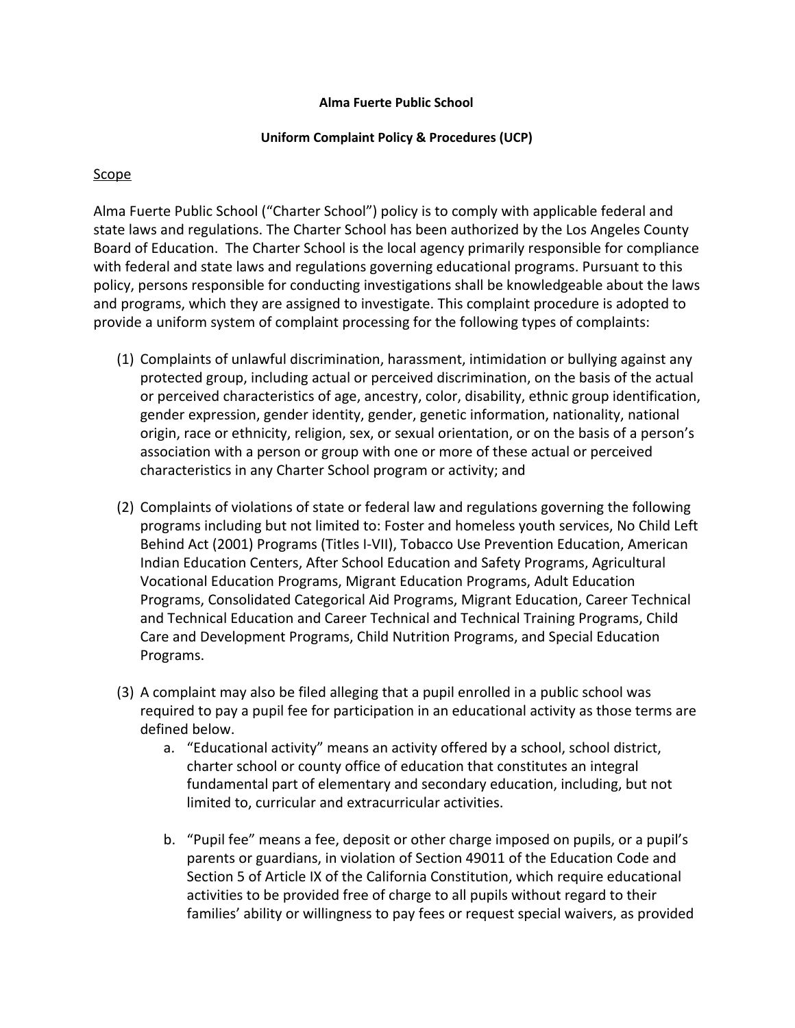**Alma Fuerte Public School**

**Uniform Complaint Policy & Procedures (UCP)**

<u>Scope</u>

Alma Fuerte Public School ("Charter School") policy is to comply with applicable federal and state laws and regulations. The Charter School has been authorized by the Los Angeles County Board of Education. The Charter School is the local agency primarily responsible for compliance with federal and state laws and regulations governing educational programs. Pursuant to this policy, persons responsible for conducting investigations shall be knowledgeable about the laws and programs, which they are assigned to investigate. This complaint procedure is adopted to provide a uniform system of complaint processing for the following types of complaints:

(1) Complaints of unlawful discrimination, harassment, intimidation or bullying against any protected group, including actual or perceived discrimination, on the basis of the actual or perceived characteristics of age, ancestry, color, disability, ethnic group identification, gender expression, gender identity, gender, genetic information, nationality, national origin, race or ethnicity, religion, sex, or sexual orientation, or on the basis of a person's association with a person or group with one or more of these actual or perceived characteristics in any Charter School program or activity; and

(2) Complaints of violations of state or federal law and regulations governing the following programs including but not limited to: Foster and homeless youth services, No Child Left Behind Act (2001) Programs (Titles I-VII), Tobacco Use Prevention Education, American Indian Education Centers, After School Education and Safety Programs, Agricultural Vocational Education Programs, Migrant Education Programs, Adult Education Programs, Consolidated Categorical Aid Programs, Migrant Education, Career Technical and Technical Education and Career Technical and Technical Training Programs, Child Care and Development Programs, Child Nutrition Programs, and Special Education Programs.

(3) A complaint may also be filed alleging that a pupil enrolled in a public school was required to pay a pupil fee for participation in an educational activity as those terms are defined below.

   a. "Educational activity" means an activity offered by a school, school district, charter school or county office of education that constitutes an integral fundamental part of elementary and secondary education, including, but not limited to, curricular and extracurricular activities.

   b. "Pupil fee" means a fee, deposit or other charge imposed on pupils, or a pupil's parents or guardians, in violation of Section 49011 of the Education Code and Section 5 of Article IX of the California Constitution, which require educational activities to be provided free of charge to all pupils without regard to their families' ability or willingness to pay fees or request special waivers, as provided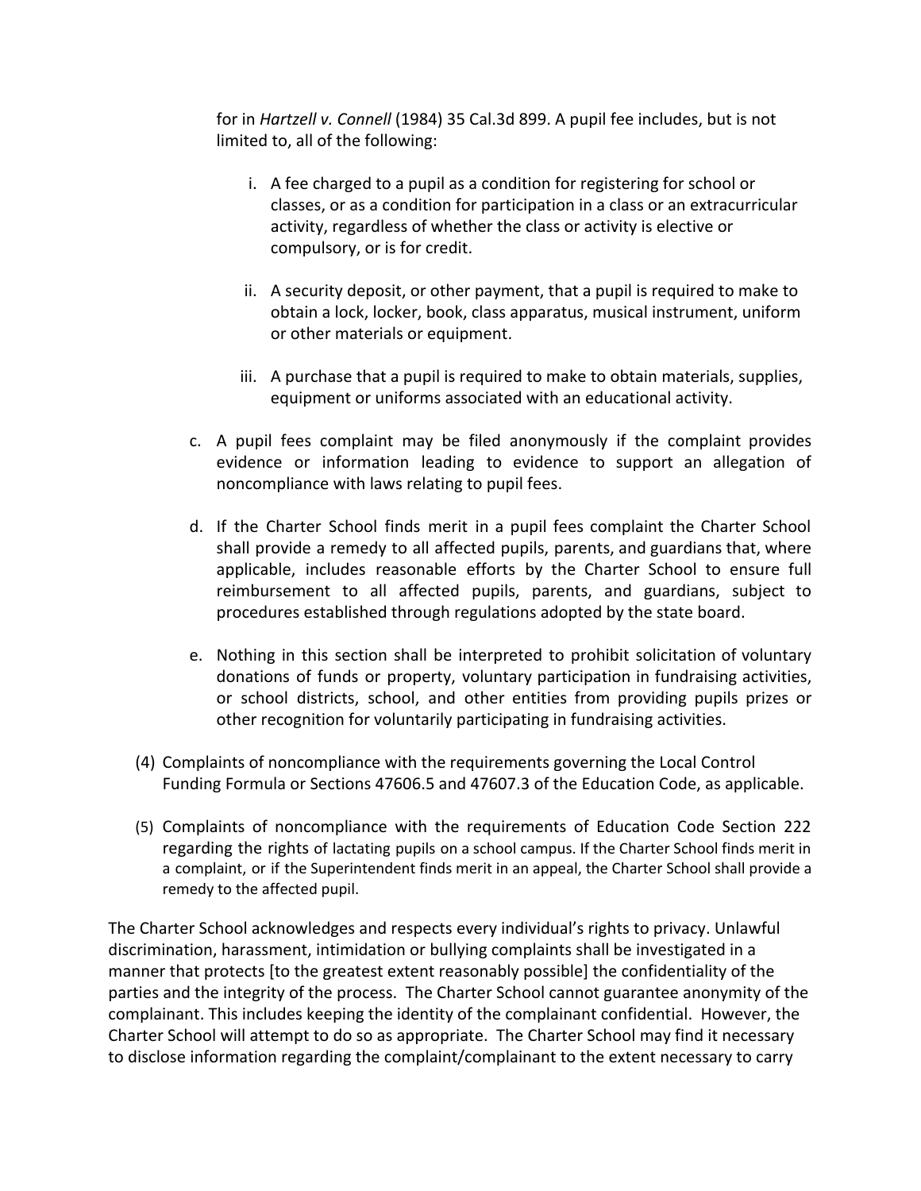for in *Hartzell v. Connell* (1984) 35 Cal.3d 899. A pupil fee includes, but is not limited to, all of the following:

   i. A fee charged to a pupil as a condition for registering for school or classes, or as a condition for participation in a class or an extracurricular activity, regardless of whether the class or activity is elective or compulsory, or is for credit.

   ii. A security deposit, or other payment, that a pupil is required to make to obtain a lock, locker, book, class apparatus, musical instrument, uniform or other materials or equipment.

   iii. A purchase that a pupil is required to make to obtain materials, supplies, equipment or uniforms associated with an educational activity.

c. A pupil fees complaint may be filed anonymously if the complaint provides evidence or information leading to evidence to support an allegation of noncompliance with laws relating to pupil fees.

d. If the Charter School finds merit in a pupil fees complaint the Charter School shall provide a remedy to all affected pupils, parents, and guardians that, where applicable, includes reasonable efforts by the Charter School to ensure full reimbursement to all affected pupils, parents, and guardians, subject to procedures established through regulations adopted by the state board.

e. Nothing in this section shall be interpreted to prohibit solicitation of voluntary donations of funds or property, voluntary participation in fundraising activities, or school districts, school, and other entities from providing pupils prizes or other recognition for voluntarily participating in fundraising activities.

(4) Complaints of noncompliance with the requirements governing the Local Control Funding Formula or Sections 47606.5 and 47607.3 of the Education Code, as applicable.

(5) Complaints of noncompliance with the requirements of Education Code Section 222 regarding the rights of lactating pupils on a school campus. If the Charter School finds merit in a complaint, or if the Superintendent finds merit in an appeal, the Charter School shall provide a remedy to the affected pupil.

The Charter School acknowledges and respects every individual's rights to privacy. Unlawful discrimination, harassment, intimidation or bullying complaints shall be investigated in a manner that protects [to the greatest extent reasonably possible] the confidentiality of the parties and the integrity of the process. The Charter School cannot guarantee anonymity of the complainant. This includes keeping the identity of the complainant confidential. However, the Charter School will attempt to do so as appropriate. The Charter School may find it necessary to disclose information regarding the complaint/complainant to the extent necessary to carry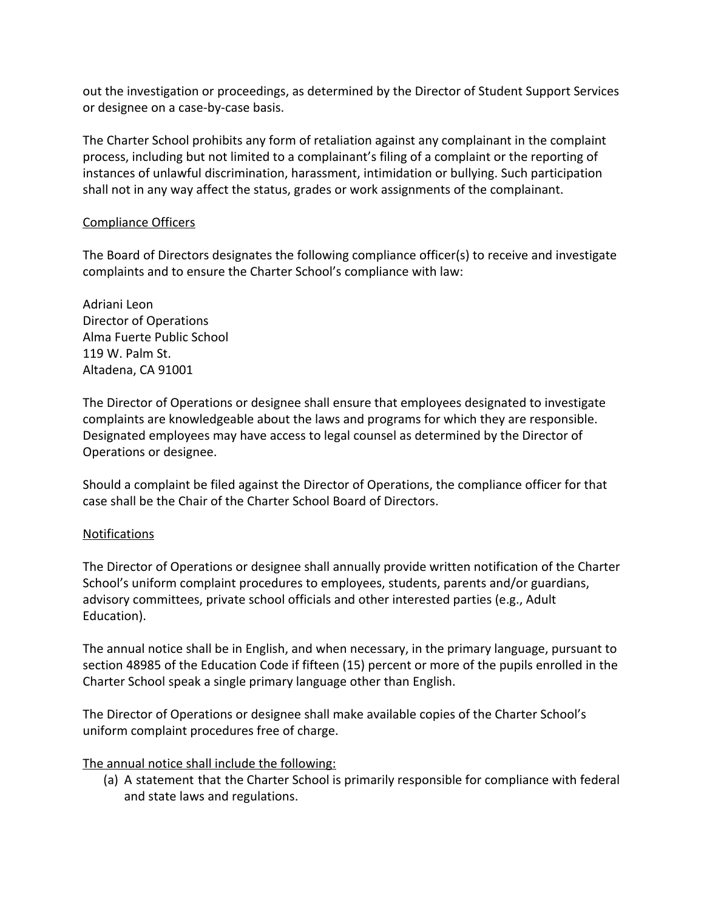out the investigation or proceedings, as determined by the Director of Student Support Services or designee on a case-by-case basis.

The Charter School prohibits any form of retaliation against any complainant in the complaint process, including but not limited to a complainant's filing of a complaint or the reporting of instances of unlawful discrimination, harassment, intimidation or bullying. Such participation shall not in any way affect the status, grades or work assignments of the complainant.

<u>Compliance Officers</u>

The Board of Directors designates the following compliance officer(s) to receive and investigate complaints and to ensure the Charter School's compliance with law:

Adriani Leon
Director of Operations
Alma Fuerte Public School
119 W. Palm St.
Altadena, CA 91001

The Director of Operations or designee shall ensure that employees designated to investigate complaints are knowledgeable about the laws and programs for which they are responsible. Designated employees may have access to legal counsel as determined by the Director of Operations or designee.

Should a complaint be filed against the Director of Operations, the compliance officer for that case shall be the Chair of the Charter School Board of Directors.

<u>Notifications</u>

The Director of Operations or designee shall annually provide written notification of the Charter School's uniform complaint procedures to employees, students, parents and/or guardians, advisory committees, private school officials and other interested parties (e.g., Adult Education).

The annual notice shall be in English, and when necessary, in the primary language, pursuant to section 48985 of the Education Code if fifteen (15) percent or more of the pupils enrolled in the Charter School speak a single primary language other than English.

The Director of Operations or designee shall make available copies of the Charter School's uniform complaint procedures free of charge.

<u>The annual notice shall include the following:</u>

(a) A statement that the Charter School is primarily responsible for compliance with federal and state laws and regulations.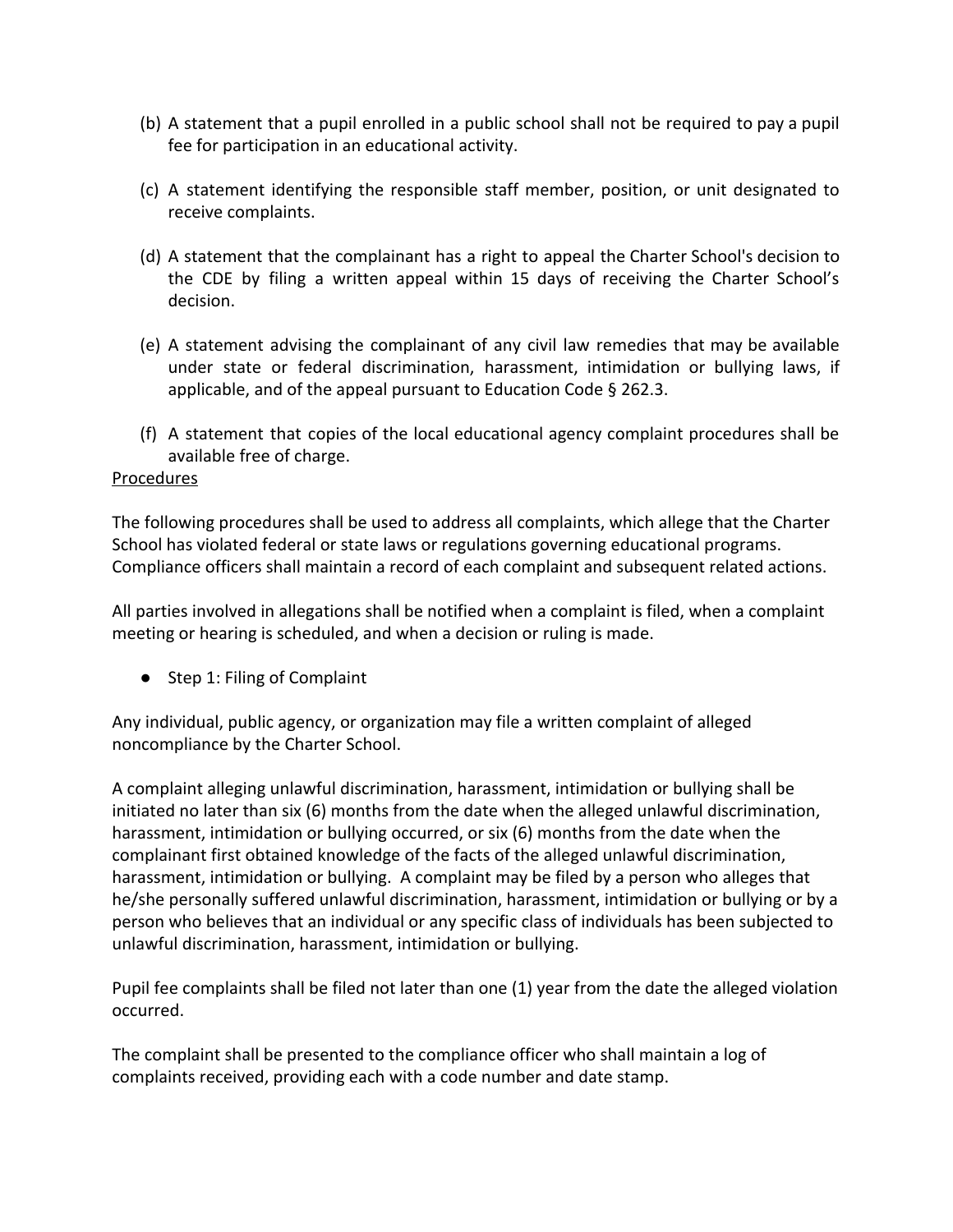(b) A statement that a pupil enrolled in a public school shall not be required to pay a pupil fee for participation in an educational activity.

(c) A statement identifying the responsible staff member, position, or unit designated to receive complaints.

(d) A statement that the complainant has a right to appeal the Charter School's decision to the CDE by filing a written appeal within 15 days of receiving the Charter School's decision.

(e) A statement advising the complainant of any civil law remedies that may be available under state or federal discrimination, harassment, intimidation or bullying laws, if applicable, and of the appeal pursuant to Education Code § 262.3.

(f) A statement that copies of the local educational agency complaint procedures shall be available free of charge.

<u>Procedures</u>

The following procedures shall be used to address all complaints, which allege that the Charter School has violated federal or state laws or regulations governing educational programs. Compliance officers shall maintain a record of each complaint and subsequent related actions.

All parties involved in allegations shall be notified when a complaint is filed, when a complaint meeting or hearing is scheduled, and when a decision or ruling is made.

- Step 1: Filing of Complaint

Any individual, public agency, or organization may file a written complaint of alleged noncompliance by the Charter School.

A complaint alleging unlawful discrimination, harassment, intimidation or bullying shall be initiated no later than six (6) months from the date when the alleged unlawful discrimination, harassment, intimidation or bullying occurred, or six (6) months from the date when the complainant first obtained knowledge of the facts of the alleged unlawful discrimination, harassment, intimidation or bullying. A complaint may be filed by a person who alleges that he/she personally suffered unlawful discrimination, harassment, intimidation or bullying or by a person who believes that an individual or any specific class of individuals has been subjected to unlawful discrimination, harassment, intimidation or bullying.

Pupil fee complaints shall be filed not later than one (1) year from the date the alleged violation occurred.

The complaint shall be presented to the compliance officer who shall maintain a log of complaints received, providing each with a code number and date stamp.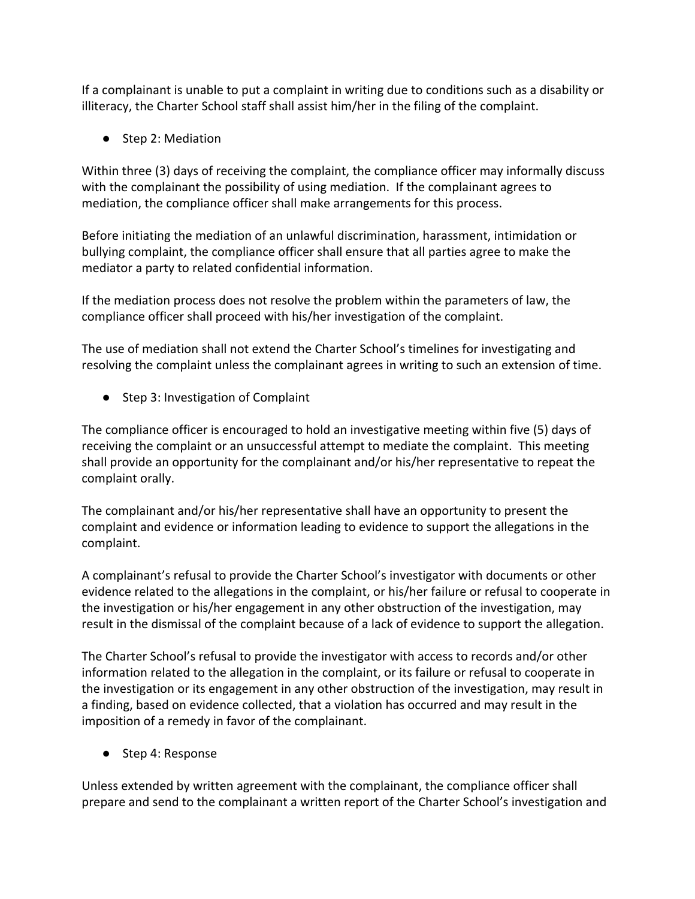If a complainant is unable to put a complaint in writing due to conditions such as a disability or illiteracy, the Charter School staff shall assist him/her in the filing of the complaint.

- Step 2: Mediation

Within three (3) days of receiving the complaint, the compliance officer may informally discuss with the complainant the possibility of using mediation. If the complainant agrees to mediation, the compliance officer shall make arrangements for this process.

Before initiating the mediation of an unlawful discrimination, harassment, intimidation or bullying complaint, the compliance officer shall ensure that all parties agree to make the mediator a party to related confidential information.

If the mediation process does not resolve the problem within the parameters of law, the compliance officer shall proceed with his/her investigation of the complaint.

The use of mediation shall not extend the Charter School's timelines for investigating and resolving the complaint unless the complainant agrees in writing to such an extension of time.

- Step 3: Investigation of Complaint

The compliance officer is encouraged to hold an investigative meeting within five (5) days of receiving the complaint or an unsuccessful attempt to mediate the complaint. This meeting shall provide an opportunity for the complainant and/or his/her representative to repeat the complaint orally.

The complainant and/or his/her representative shall have an opportunity to present the complaint and evidence or information leading to evidence to support the allegations in the complaint.

A complainant's refusal to provide the Charter School's investigator with documents or other evidence related to the allegations in the complaint, or his/her failure or refusal to cooperate in the investigation or his/her engagement in any other obstruction of the investigation, may result in the dismissal of the complaint because of a lack of evidence to support the allegation.

The Charter School's refusal to provide the investigator with access to records and/or other information related to the allegation in the complaint, or its failure or refusal to cooperate in the investigation or its engagement in any other obstruction of the investigation, may result in a finding, based on evidence collected, that a violation has occurred and may result in the imposition of a remedy in favor of the complainant.

- Step 4: Response

Unless extended by written agreement with the complainant, the compliance officer shall prepare and send to the complainant a written report of the Charter School's investigation and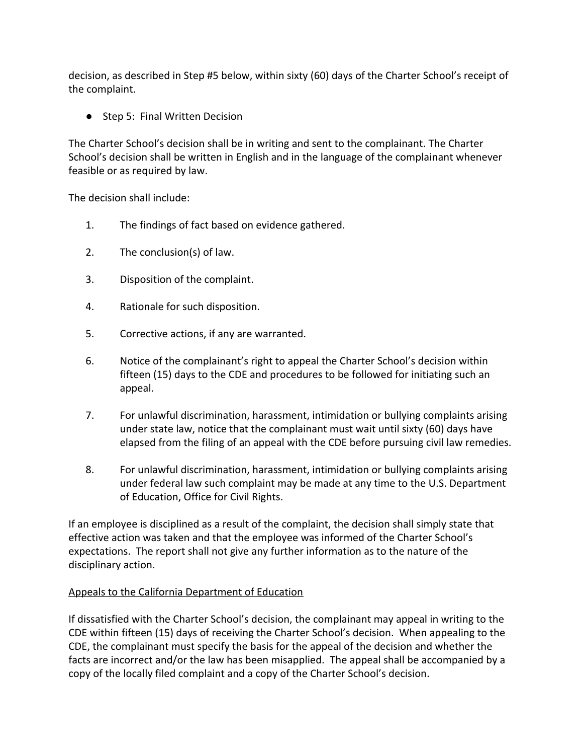decision, as described in Step #5 below, within sixty (60) days of the Charter School's receipt of the complaint.

- Step 5: Final Written Decision

The Charter School's decision shall be in writing and sent to the complainant. The Charter School's decision shall be written in English and in the language of the complainant whenever feasible or as required by law.

The decision shall include:

1. The findings of fact based on evidence gathered.
2. The conclusion(s) of law.
3. Disposition of the complaint.
4. Rationale for such disposition.
5. Corrective actions, if any are warranted.
6. Notice of the complainant's right to appeal the Charter School's decision within fifteen (15) days to the CDE and procedures to be followed for initiating such an appeal.
7. For unlawful discrimination, harassment, intimidation or bullying complaints arising under state law, notice that the complainant must wait until sixty (60) days have elapsed from the filing of an appeal with the CDE before pursuing civil law remedies.
8. For unlawful discrimination, harassment, intimidation or bullying complaints arising under federal law such complaint may be made at any time to the U.S. Department of Education, Office for Civil Rights.

If an employee is disciplined as a result of the complaint, the decision shall simply state that effective action was taken and that the employee was informed of the Charter School's expectations. The report shall not give any further information as to the nature of the disciplinary action.

<u>Appeals to the California Department of Education</u>

If dissatisfied with the Charter School's decision, the complainant may appeal in writing to the CDE within fifteen (15) days of receiving the Charter School's decision. When appealing to the CDE, the complainant must specify the basis for the appeal of the decision and whether the facts are incorrect and/or the law has been misapplied. The appeal shall be accompanied by a copy of the locally filed complaint and a copy of the Charter School's decision.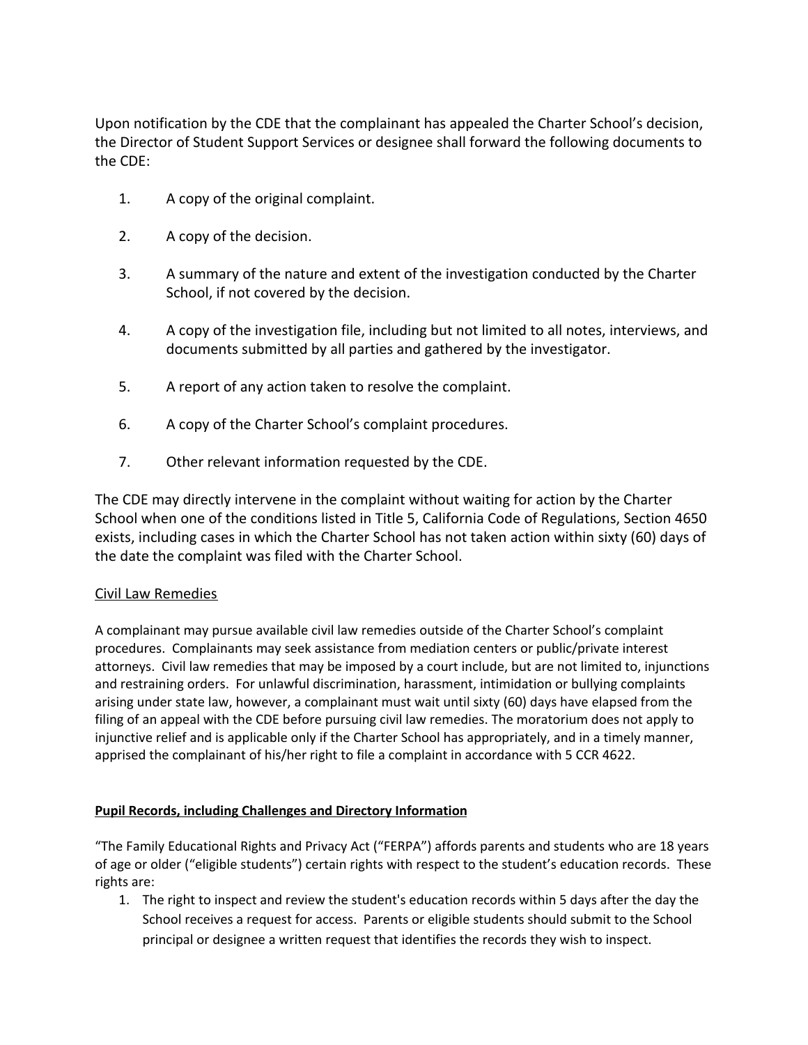Upon notification by the CDE that the complainant has appealed the Charter School's decision, the Director of Student Support Services or designee shall forward the following documents to the CDE:

1. A copy of the original complaint.

2. A copy of the decision.

3. A summary of the nature and extent of the investigation conducted by the Charter School, if not covered by the decision.

4. A copy of the investigation file, including but not limited to all notes, interviews, and documents submitted by all parties and gathered by the investigator.

5. A report of any action taken to resolve the complaint.

6. A copy of the Charter School's complaint procedures.

7. Other relevant information requested by the CDE.

The CDE may directly intervene in the complaint without waiting for action by the Charter School when one of the conditions listed in Title 5, California Code of Regulations, Section 4650 exists, including cases in which the Charter School has not taken action within sixty (60) days of the date the complaint was filed with the Charter School.

<u>Civil Law Remedies</u>

A complainant may pursue available civil law remedies outside of the Charter School's complaint procedures. Complainants may seek assistance from mediation centers or public/private interest attorneys. Civil law remedies that may be imposed by a court include, but are not limited to, injunctions and restraining orders. For unlawful discrimination, harassment, intimidation or bullying complaints arising under state law, however, a complainant must wait until sixty (60) days have elapsed from the filing of an appeal with the CDE before pursuing civil law remedies. The moratorium does not apply to injunctive relief and is applicable only if the Charter School has appropriately, and in a timely manner, apprised the complainant of his/her right to file a complaint in accordance with 5 CCR 4622.

**<u>Pupil Records, including Challenges and Directory Information</u>**

"The Family Educational Rights and Privacy Act ("FERPA") affords parents and students who are 18 years of age or older ("eligible students") certain rights with respect to the student's education records. These rights are:

1. The right to inspect and review the student's education records within 5 days after the day the School receives a request for access. Parents or eligible students should submit to the School principal or designee a written request that identifies the records they wish to inspect.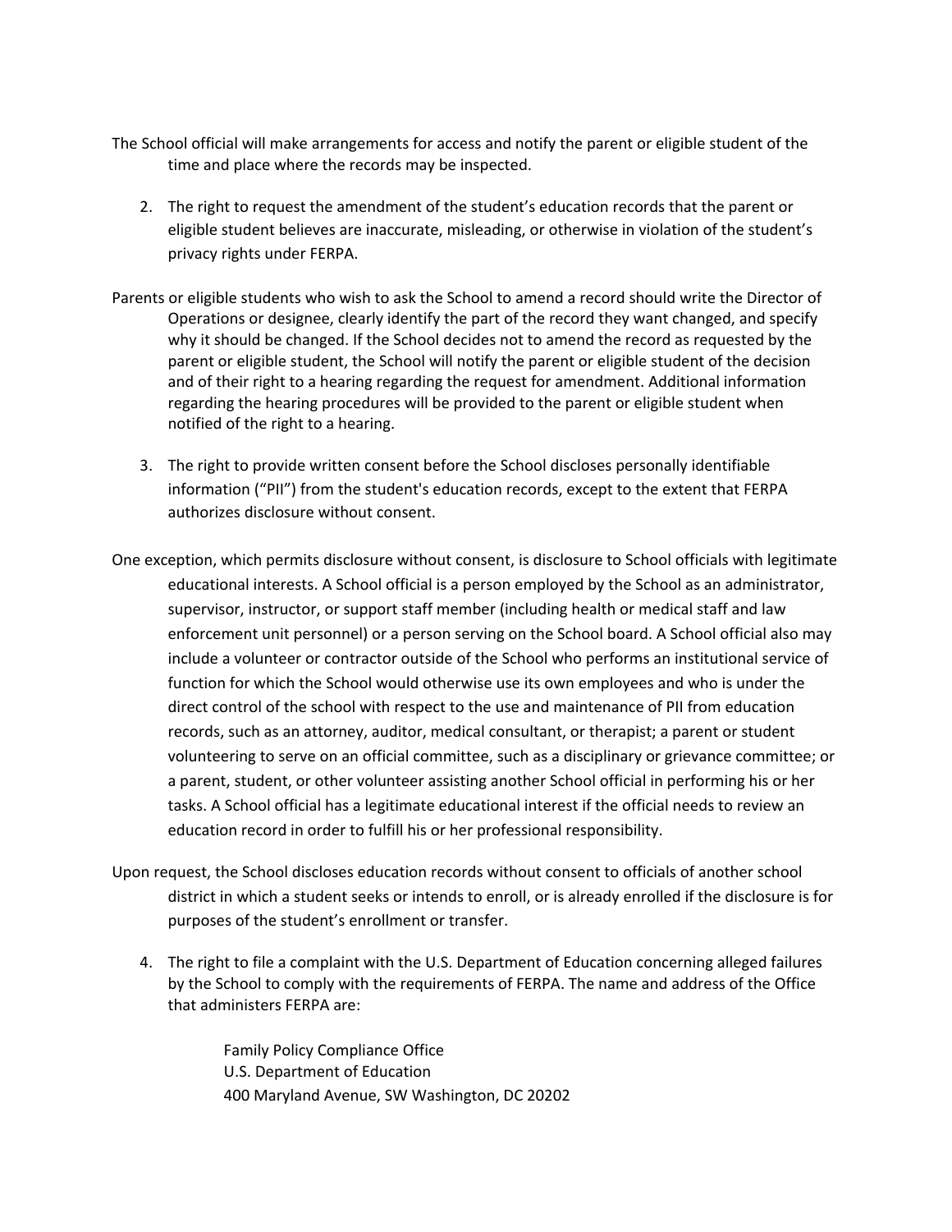The School official will make arrangements for access and notify the parent or eligible student of the time and place where the records may be inspected.

2. The right to request the amendment of the student's education records that the parent or eligible student believes are inaccurate, misleading, or otherwise in violation of the student's privacy rights under FERPA.

Parents or eligible students who wish to ask the School to amend a record should write the Director of Operations or designee, clearly identify the part of the record they want changed, and specify why it should be changed. If the School decides not to amend the record as requested by the parent or eligible student, the School will notify the parent or eligible student of the decision and of their right to a hearing regarding the request for amendment. Additional information regarding the hearing procedures will be provided to the parent or eligible student when notified of the right to a hearing.

3. The right to provide written consent before the School discloses personally identifiable information ("PII") from the student's education records, except to the extent that FERPA authorizes disclosure without consent.

One exception, which permits disclosure without consent, is disclosure to School officials with legitimate educational interests. A School official is a person employed by the School as an administrator, supervisor, instructor, or support staff member (including health or medical staff and law enforcement unit personnel) or a person serving on the School board. A School official also may include a volunteer or contractor outside of the School who performs an institutional service of function for which the School would otherwise use its own employees and who is under the direct control of the school with respect to the use and maintenance of PII from education records, such as an attorney, auditor, medical consultant, or therapist; a parent or student volunteering to serve on an official committee, such as a disciplinary or grievance committee; or a parent, student, or other volunteer assisting another School official in performing his or her tasks. A School official has a legitimate educational interest if the official needs to review an education record in order to fulfill his or her professional responsibility.

Upon request, the School discloses education records without consent to officials of another school district in which a student seeks or intends to enroll, or is already enrolled if the disclosure is for purposes of the student's enrollment or transfer.

4. The right to file a complaint with the U.S. Department of Education concerning alleged failures by the School to comply with the requirements of FERPA. The name and address of the Office that administers FERPA are:

   Family Policy Compliance Office  
   U.S. Department of Education  
   400 Maryland Avenue, SW Washington, DC 20202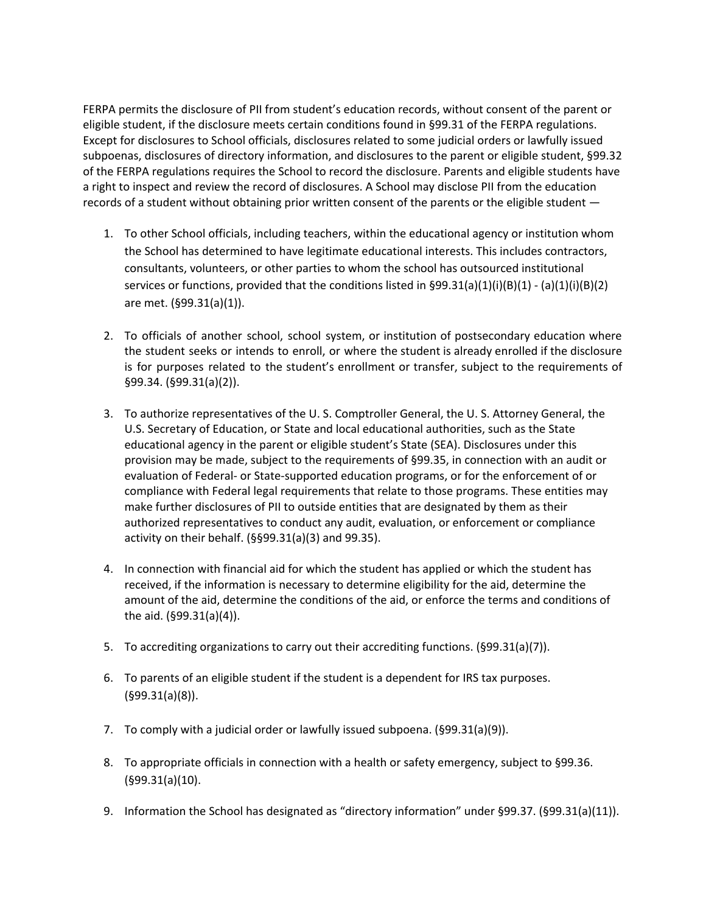FERPA permits the disclosure of PII from student's education records, without consent of the parent or eligible student, if the disclosure meets certain conditions found in §99.31 of the FERPA regulations. Except for disclosures to School officials, disclosures related to some judicial orders or lawfully issued subpoenas, disclosures of directory information, and disclosures to the parent or eligible student, §99.32 of the FERPA regulations requires the School to record the disclosure. Parents and eligible students have a right to inspect and review the record of disclosures. A School may disclose PII from the education records of a student without obtaining prior written consent of the parents or the eligible student —

1. To other School officials, including teachers, within the educational agency or institution whom the School has determined to have legitimate educational interests. This includes contractors, consultants, volunteers, or other parties to whom the school has outsourced institutional services or functions, provided that the conditions listed in §99.31(a)(1)(i)(B)(1) - (a)(1)(i)(B)(2) are met. (§99.31(a)(1)).

2. To officials of another school, school system, or institution of postsecondary education where the student seeks or intends to enroll, or where the student is already enrolled if the disclosure is for purposes related to the student's enrollment or transfer, subject to the requirements of §99.34. (§99.31(a)(2)).

3. To authorize representatives of the U. S. Comptroller General, the U. S. Attorney General, the U.S. Secretary of Education, or State and local educational authorities, such as the State educational agency in the parent or eligible student's State (SEA). Disclosures under this provision may be made, subject to the requirements of §99.35, in connection with an audit or evaluation of Federal- or State-supported education programs, or for the enforcement of or compliance with Federal legal requirements that relate to those programs. These entities may make further disclosures of PII to outside entities that are designated by them as their authorized representatives to conduct any audit, evaluation, or enforcement or compliance activity on their behalf. (§§99.31(a)(3) and 99.35).

4. In connection with financial aid for which the student has applied or which the student has received, if the information is necessary to determine eligibility for the aid, determine the amount of the aid, determine the conditions of the aid, or enforce the terms and conditions of the aid. (§99.31(a)(4)).

5. To accrediting organizations to carry out their accrediting functions. (§99.31(a)(7)).

6. To parents of an eligible student if the student is a dependent for IRS tax purposes. (§99.31(a)(8)).

7. To comply with a judicial order or lawfully issued subpoena. (§99.31(a)(9)).

8. To appropriate officials in connection with a health or safety emergency, subject to §99.36. (§99.31(a)(10).

9. Information the School has designated as "directory information" under §99.37. (§99.31(a)(11)).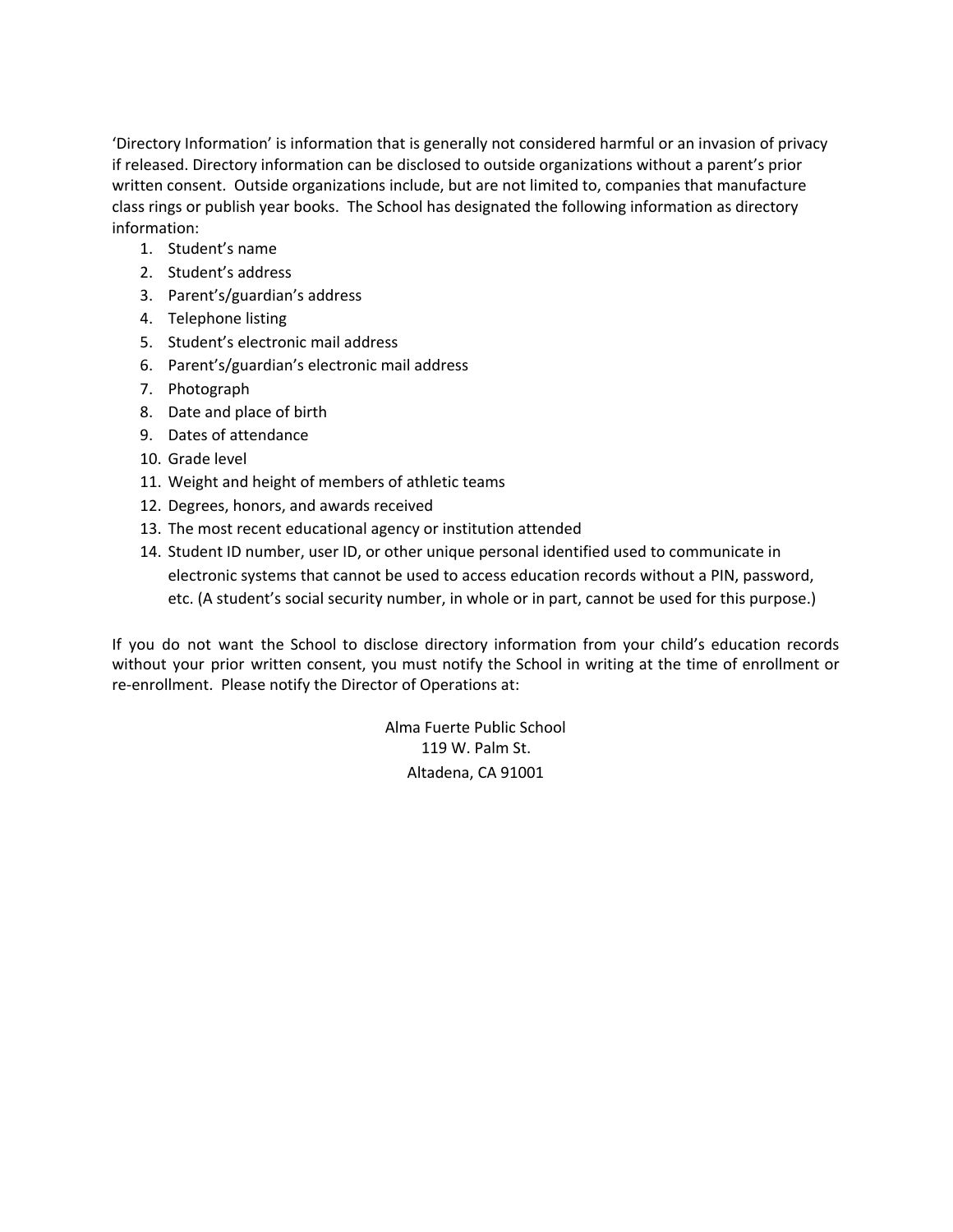'Directory Information' is information that is generally not considered harmful or an invasion of privacy if released. Directory information can be disclosed to outside organizations without a parent's prior written consent. Outside organizations include, but are not limited to, companies that manufacture class rings or publish year books. The School has designated the following information as directory information:

1. Student's name
2. Student's address
3. Parent's/guardian's address
4. Telephone listing
5. Student's electronic mail address
6. Parent's/guardian's electronic mail address
7. Photograph
8. Date and place of birth
9. Dates of attendance
10. Grade level
11. Weight and height of members of athletic teams
12. Degrees, honors, and awards received
13. The most recent educational agency or institution attended
14. Student ID number, user ID, or other unique personal identified used to communicate in electronic systems that cannot be used to access education records without a PIN, password, etc. (A student's social security number, in whole or in part, cannot be used for this purpose.)

If you do not want the School to disclose directory information from your child's education records without your prior written consent, you must notify the School in writing at the time of enrollment or re-enrollment. Please notify the Director of Operations at:

Alma Fuerte Public School
119 W. Palm St.
Altadena, CA 91001